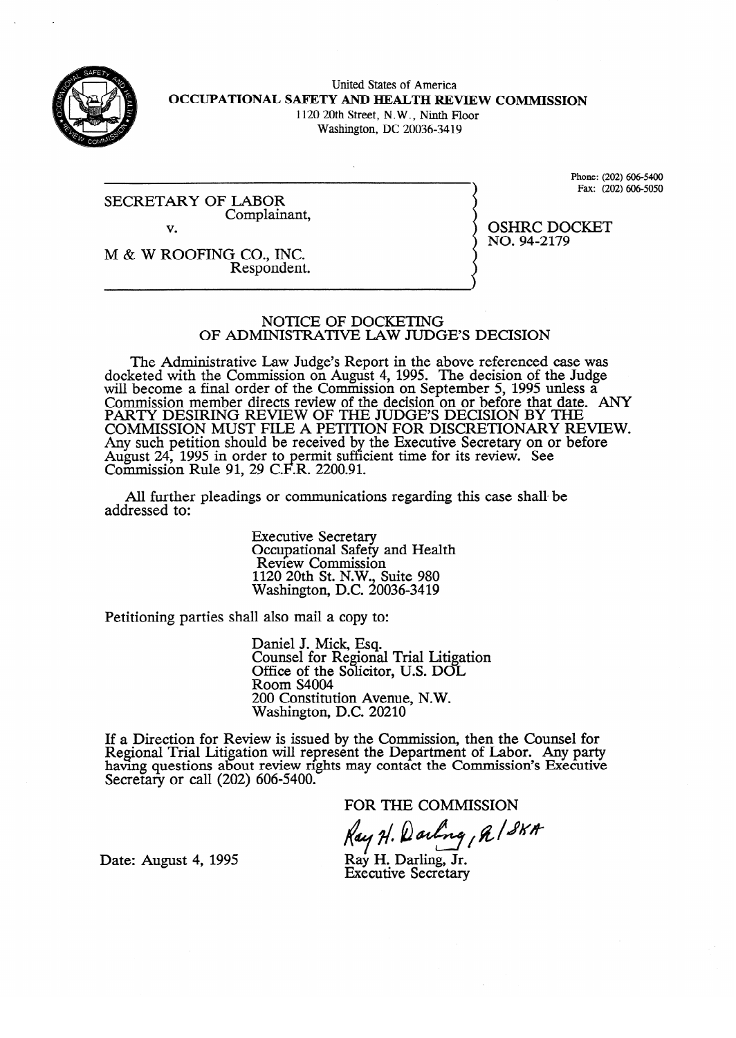United States of America
**OCCUPATIONAL SAFETY AND HEALTH REVIEW COMMISSION**
1120 20th Street, N.W., Ninth Floor
Washington, DC 20036-3419

Phone: (202) 606-5400
Fax: (202) 606-5050

SECRETARY OF LABOR
Complainant,

v.

M & W ROOFING CO., INC.
Respondent.

OSHRC DOCKET
NO. 94-2179

## NOTICE OF DOCKETING OF ADMINISTRATIVE LAW JUDGE'S DECISION

The Administrative Law Judge's Report in the above referenced case was docketed with the Commission on August 4, 1995. The decision of the Judge will become a final order of the Commission on September 5, 1995 unless a Commission member directs review of the decision on or before that date. ANY PARTY DESIRING REVIEW OF THE JUDGE'S DECISION BY THE COMMISSION MUST FILE A PETITION FOR DISCRETIONARY REVIEW. Any such petition should be received by the Executive Secretary on or before August 24, 1995 in order to permit sufficient time for its review. See Commission Rule 91, 29 C.F.R. 2200.91.

All further pleadings or communications regarding this case shall be addressed to:

Executive Secretary
Occupational Safety and Health
Review Commission
1120 20th St. N.W., Suite 980
Washington, D.C. 20036-3419

Petitioning parties shall also mail a copy to:

Daniel J. Mick, Esq.
Counsel for Regional Trial Litigation
Office of the Solicitor, U.S. DOL
Room S4004
200 Constitution Avenue, N.W.
Washington, D.C. 20210

If a Direction for Review is issued by the Commission, then the Counsel for Regional Trial Litigation will represent the Department of Labor. Any party having questions about review rights may contact the Commission's Executive Secretary or call (202) 606-5400.

FOR THE COMMISSION

Ray H. Darling, Jr.
Executive Secretary

Date: August 4, 1995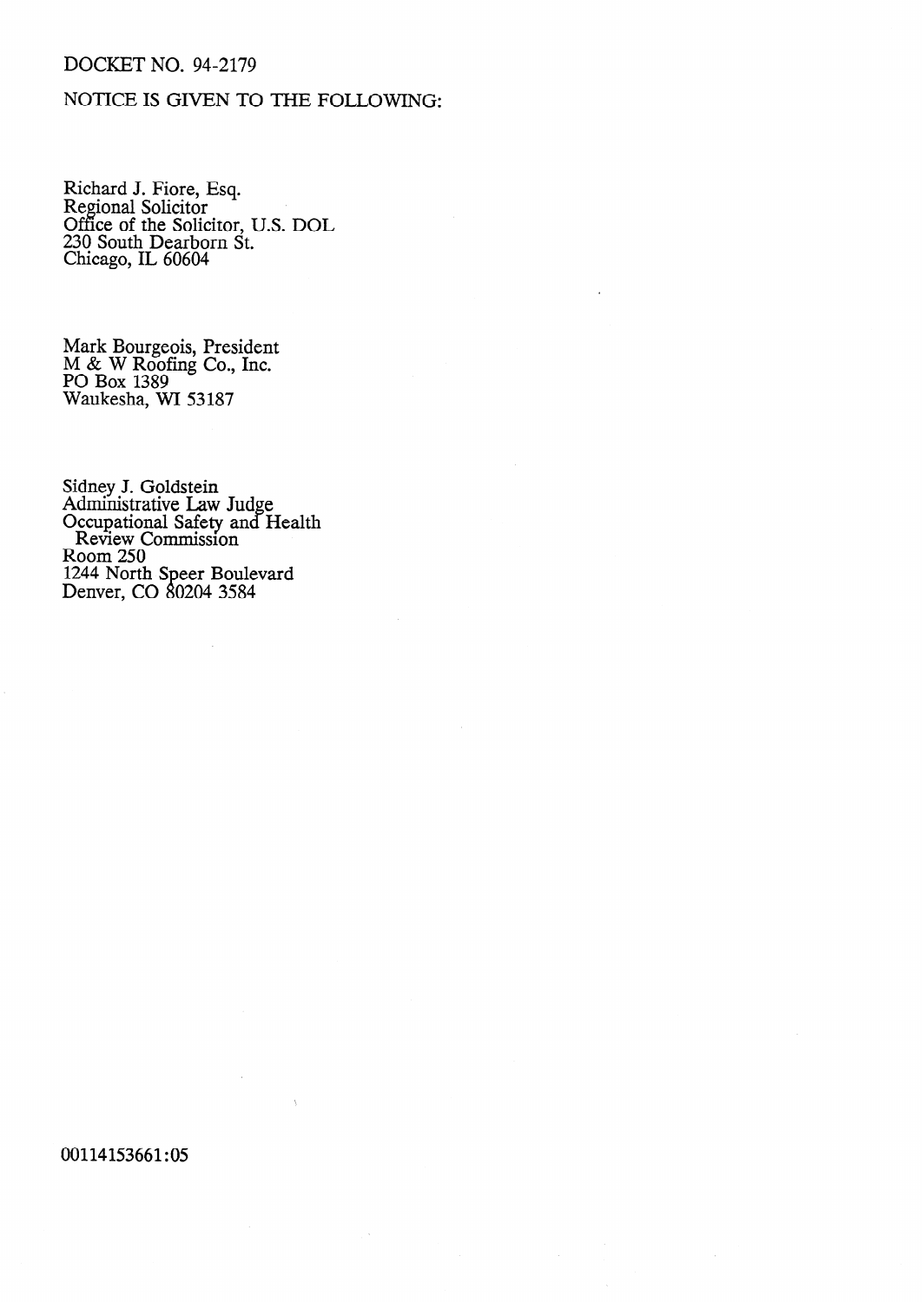DOCKET NO. 94-2179

NOTICE IS GIVEN TO THE FOLLOWING:

Richard J. Fiore, Esq.  
Regional Solicitor  
Office of the Solicitor, U.S. DOL  
230 South Dearborn St.  
Chicago, IL 60604

Mark Bourgeois, President  
M & W Roofing Co., Inc.  
PO Box 1389  
Waukesha, WI 53187

Sidney J. Goldstein  
Administrative Law Judge  
Occupational Safety and Health  
Review Commission  
Room 250  
1244 North Speer Boulevard  
Denver, CO 80204 3584

00114153661:05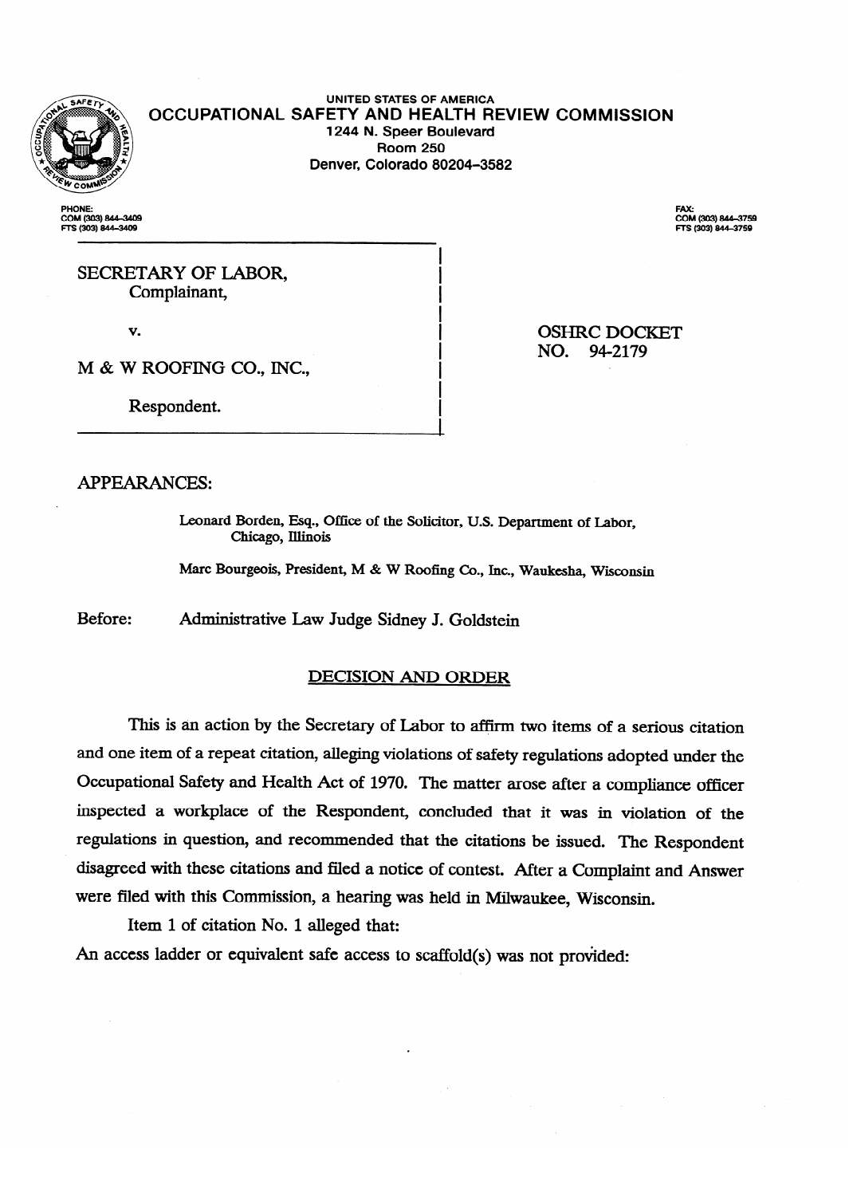UNITED STATES OF AMERICA
OCCUPATIONAL SAFETY AND HEALTH REVIEW COMMISSION
1244 N. Speer Boulevard
Room 250
Denver, Colorado 80204-3582

PHONE:
COM (303) 844-3409
FTS (303) 844-3409

FAX:
COM (303) 844-3759
FTS (303) 844-3759

SECRETARY OF LABOR,
Complainant,

v.

M & W ROOFING CO., INC.,

Respondent.

OSHRC DOCKET
NO. 94-2179

APPEARANCES:

Leonard Borden, Esq., Office of the Solicitor, U.S. Department of Labor, Chicago, Illinois

Marc Bourgeois, President, M & W Roofing Co., Inc., Waukesha, Wisconsin

Before: Administrative Law Judge Sidney J. Goldstein

## DECISION AND ORDER

This is an action by the Secretary of Labor to affirm two items of a serious citation and one item of a repeat citation, alleging violations of safety regulations adopted under the Occupational Safety and Health Act of 1970. The matter arose after a compliance officer inspected a workplace of the Respondent, concluded that it was in violation of the regulations in question, and recommended that the citations be issued. The Respondent disagreed with these citations and filed a notice of contest. After a Complaint and Answer were filed with this Commission, a hearing was held in Milwaukee, Wisconsin.

Item 1 of citation No. 1 alleged that:

An access ladder or equivalent safe access to scaffold(s) was not provided: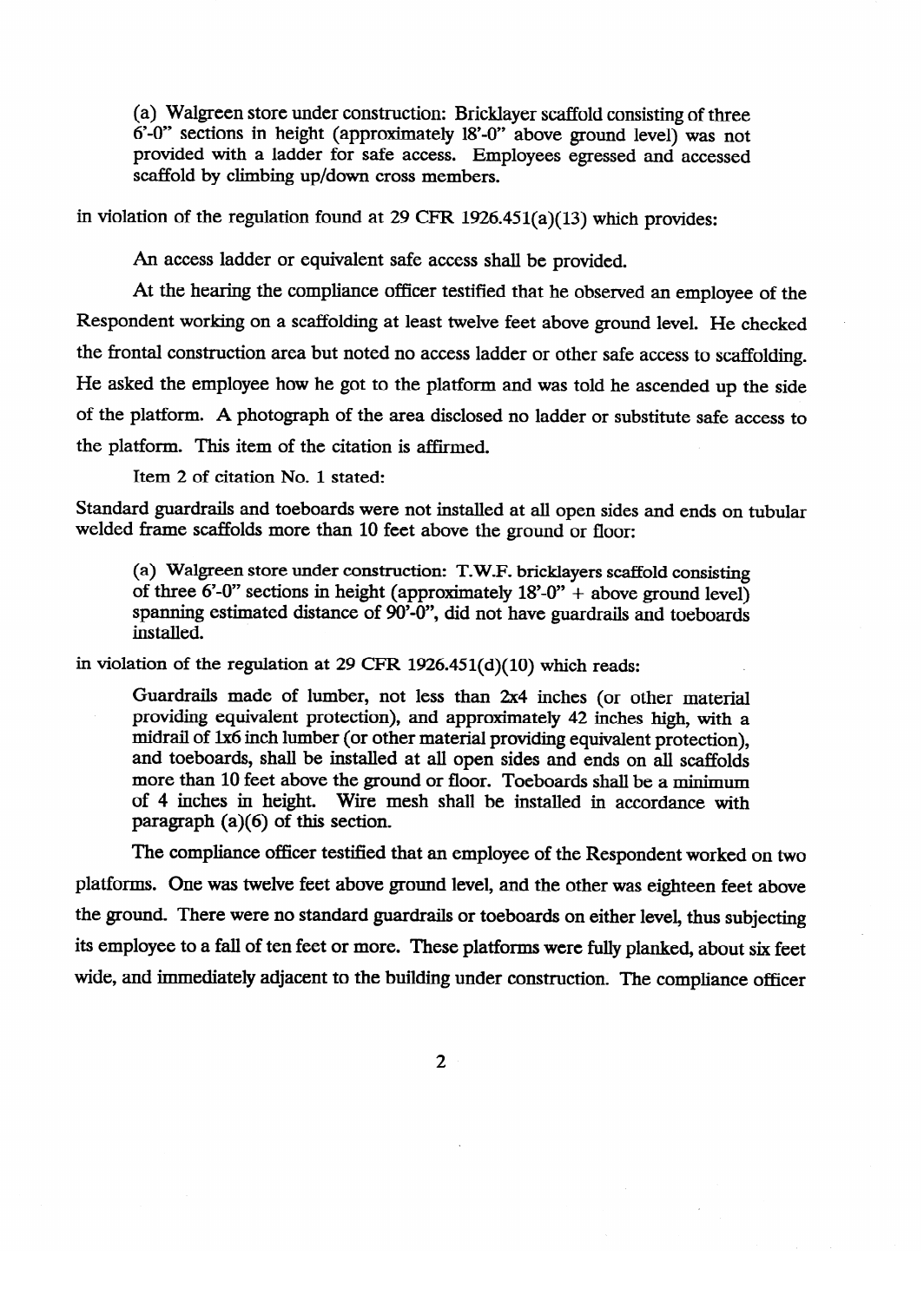> (a) Walgreen store under construction: Bricklayer scaffold consisting of three 6'-0" sections in height (approximately 18'-0" above ground level) was not provided with a ladder for safe access. Employees egressed and accessed scaffold by climbing up/down cross members.

in violation of the regulation found at 29 CFR 1926.451(a)(13) which provides:

> An access ladder or equivalent safe access shall be provided.

At the hearing the compliance officer testified that he observed an employee of the Respondent working on a scaffolding at least twelve feet above ground level. He checked the frontal construction area but noted no access ladder or other safe access to scaffolding. He asked the employee how he got to the platform and was told he ascended up the side of the platform. A photograph of the area disclosed no ladder or substitute safe access to the platform. This item of the citation is affirmed.

Item 2 of citation No. 1 stated:

Standard guardrails and toeboards were not installed at all open sides and ends on tubular welded frame scaffolds more than 10 feet above the ground or floor:

> (a) Walgreen store under construction: T.W.F. bricklayers scaffold consisting of three 6'-0" sections in height (approximately 18'-0" + above ground level) spanning estimated distance of 90'-0", did not have guardrails and toeboards installed.

in violation of the regulation at 29 CFR 1926.451(d)(10) which reads:

> Guardrails made of lumber, not less than 2x4 inches (or other material providing equivalent protection), and approximately 42 inches high, with a midrail of 1x6 inch lumber (or other material providing equivalent protection), and toeboards, shall be installed at all open sides and ends on all scaffolds more than 10 feet above the ground or floor. Toeboards shall be a minimum of 4 inches in height. Wire mesh shall be installed in accordance with paragraph (a)(6) of this section.

The compliance officer testified that an employee of the Respondent worked on two platforms. One was twelve feet above ground level, and the other was eighteen feet above the ground. There were no standard guardrails or toeboards on either level, thus subjecting its employee to a fall of ten feet or more. These platforms were fully planked, about six feet wide, and immediately adjacent to the building under construction. The compliance officer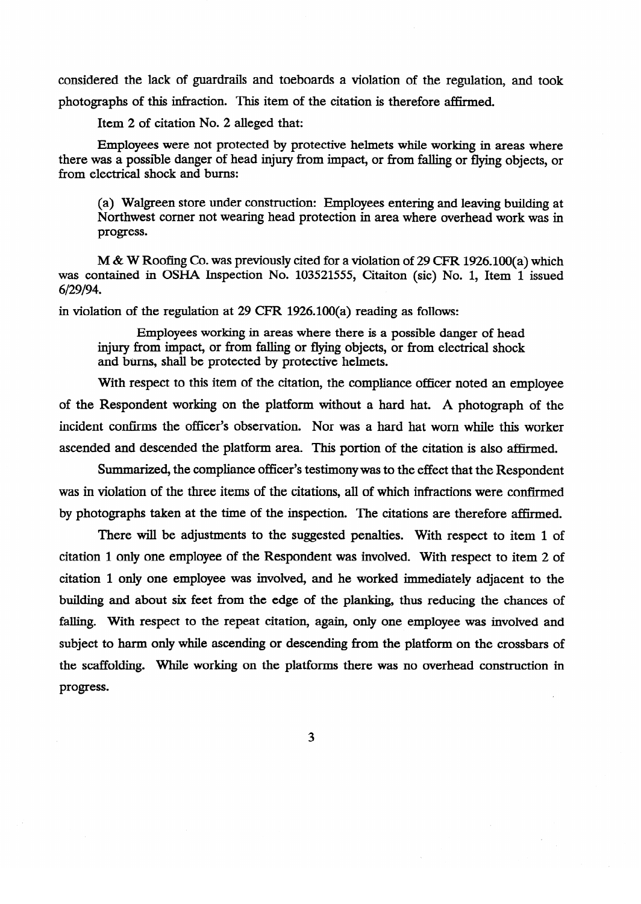considered the lack of guardrails and toeboards a violation of the regulation, and took photographs of this infraction. This item of the citation is therefore affirmed.

Item 2 of citation No. 2 alleged that:

> Employees were not protected by protective helmets while working in areas where there was a possible danger of head injury from impact, or from falling or flying objects, or from electrical shock and burns:
>
> (a) Walgreen store under construction: Employees entering and leaving building at Northwest corner not wearing head protection in area where overhead work was in progress.
>
> M & W Roofing Co. was previously cited for a violation of 29 CFR 1926.100(a) which was contained in OSHA Inspection No. 103521555, Citaiton (sic) No. 1, Item 1 issued 6/29/94.

in violation of the regulation at 29 CFR 1926.100(a) reading as follows:

> Employees working in areas where there is a possible danger of head injury from impact, or from falling or flying objects, or from electrical shock and burns, shall be protected by protective helmets.

With respect to this item of the citation, the compliance officer noted an employee of the Respondent working on the platform without a hard hat. A photograph of the incident confirms the officer's observation. Nor was a hard hat worn while this worker ascended and descended the platform area. This portion of the citation is also affirmed.

Summarized, the compliance officer's testimony was to the effect that the Respondent was in violation of the three items of the citations, all of which infractions were confirmed by photographs taken at the time of the inspection. The citations are therefore affirmed.

There will be adjustments to the suggested penalties. With respect to item 1 of citation 1 only one employee of the Respondent was involved. With respect to item 2 of citation 1 only one employee was involved, and he worked immediately adjacent to the building and about six feet from the edge of the planking, thus reducing the chances of falling. With respect to the repeat citation, again, only one employee was involved and subject to harm only while ascending or descending from the platform on the crossbars of the scaffolding. While working on the platforms there was no overhead construction in progress.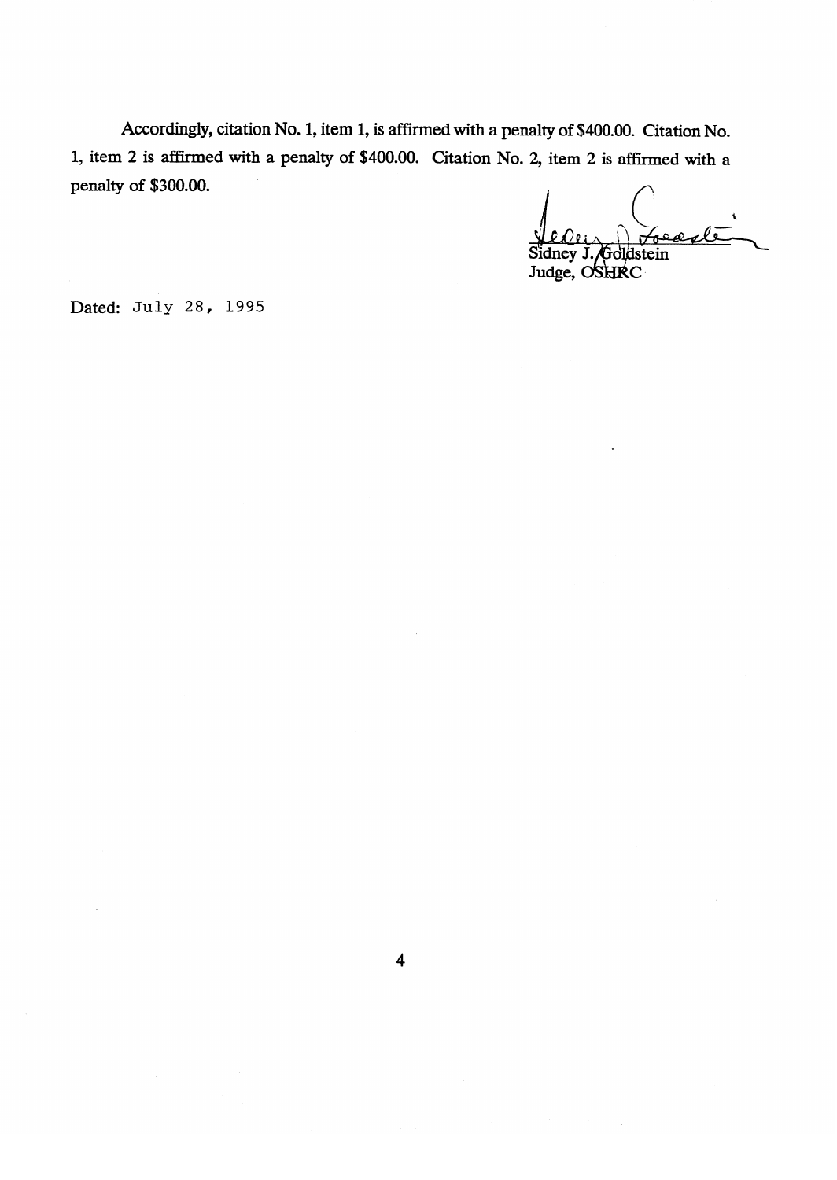Accordingly, citation No. 1, item 1, is affirmed with a penalty of $400.00. Citation No. 1, item 2 is affirmed with a penalty of $400.00. Citation No. 2, item 2 is affirmed with a penalty of $300.00.

Sidney J. Goldstein
Judge, OSHRC

Dated: July 28, 1995